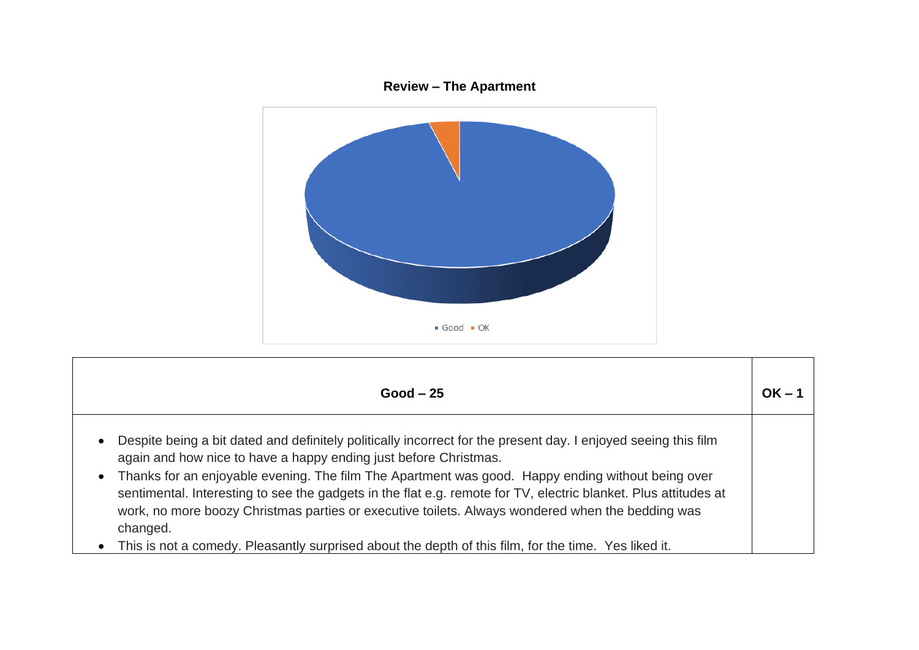**Review – The Apartment**

Good
OK

| Good – 25 | OK – 1 |
|---|---|
| • Despite being a bit dated and definitely politically incorrect for the present day. I enjoyed seeing this film again and how nice to have a happy ending just before Christmas.<br>• Thanks for an enjoyable evening. The film The Apartment was good. Happy ending without being over sentimental. Interesting to see the gadgets in the flat e.g. remote for TV, electric blanket. Plus attitudes at work, no more boozy Christmas parties or executive toilets. Always wondered when the bedding was changed.<br>• This is not a comedy. Pleasantly surprised about the depth of this film, for the time. Yes liked it. | |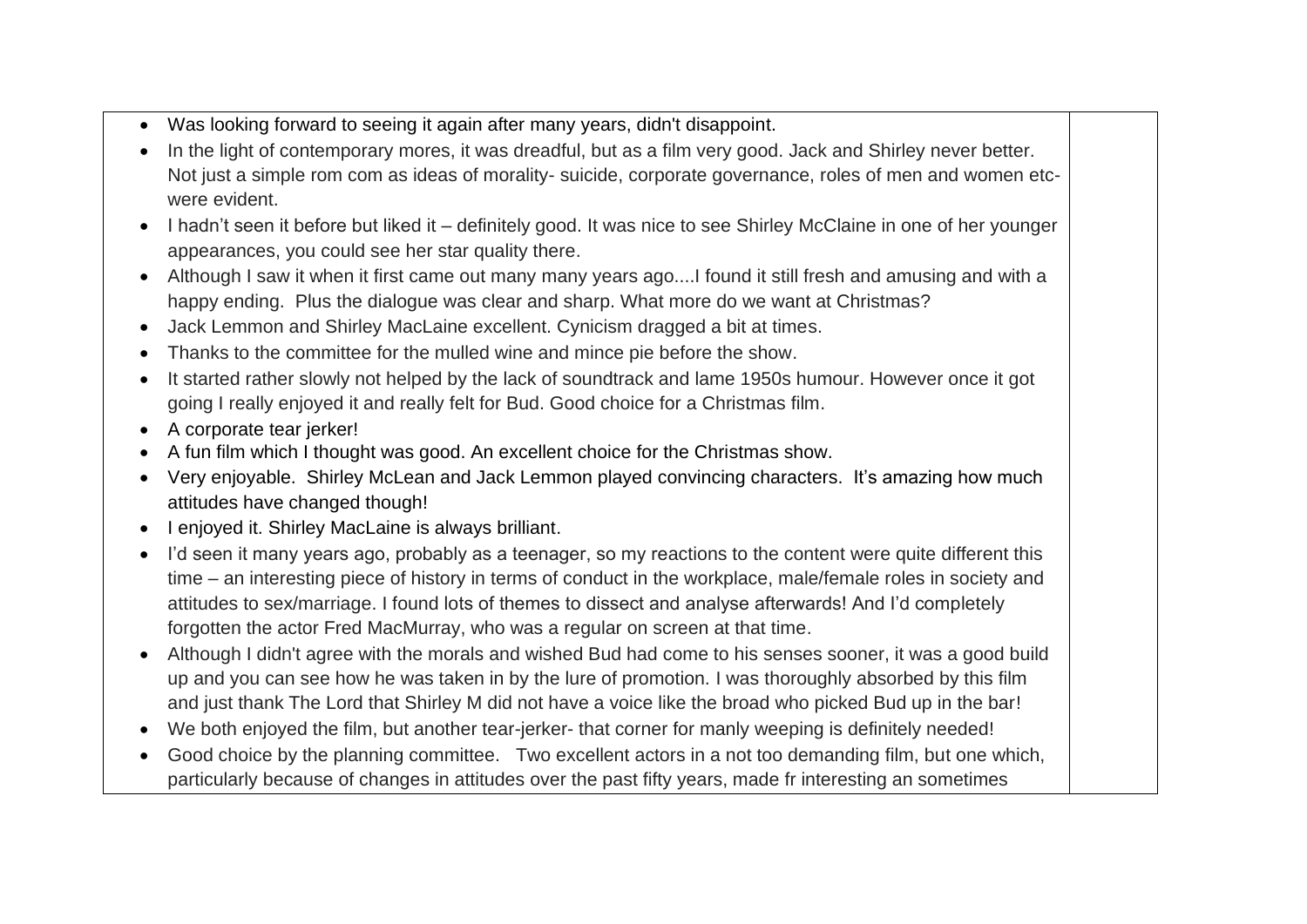- Was looking forward to seeing it again after many years, didn't disappoint.
- In the light of contemporary mores, it was dreadful, but as a film very good. Jack and Shirley never better. Not just a simple rom com as ideas of morality- suicide, corporate governance, roles of men and women etc- were evident.
- I hadn't seen it before but liked it – definitely good. It was nice to see Shirley McClaine in one of her younger appearances, you could see her star quality there.
- Although I saw it when it first came out many many years ago....I found it still fresh and amusing and with a happy ending. Plus the dialogue was clear and sharp. What more do we want at Christmas?
- Jack Lemmon and Shirley MacLaine excellent. Cynicism dragged a bit at times.
- Thanks to the committee for the mulled wine and mince pie before the show.
- It started rather slowly not helped by the lack of soundtrack and lame 1950s humour. However once it got going I really enjoyed it and really felt for Bud. Good choice for a Christmas film.
- A corporate tear jerker!
- A fun film which I thought was good. An excellent choice for the Christmas show.
- Very enjoyable. Shirley McLean and Jack Lemmon played convincing characters. It's amazing how much attitudes have changed though!
- I enjoyed it. Shirley MacLaine is always brilliant.
- I'd seen it many years ago, probably as a teenager, so my reactions to the content were quite different this time – an interesting piece of history in terms of conduct in the workplace, male/female roles in society and attitudes to sex/marriage. I found lots of themes to dissect and analyse afterwards! And I'd completely forgotten the actor Fred MacMurray, who was a regular on screen at that time.
- Although I didn't agree with the morals and wished Bud had come to his senses sooner, it was a good build up and you can see how he was taken in by the lure of promotion. I was thoroughly absorbed by this film and just thank The Lord that Shirley M did not have a voice like the broad who picked Bud up in the bar!
- We both enjoyed the film, but another tear-jerker- that corner for manly weeping is definitely needed!
- Good choice by the planning committee. Two excellent actors in a not too demanding film, but one which, particularly because of changes in attitudes over the past fifty years, made fr interesting an sometimes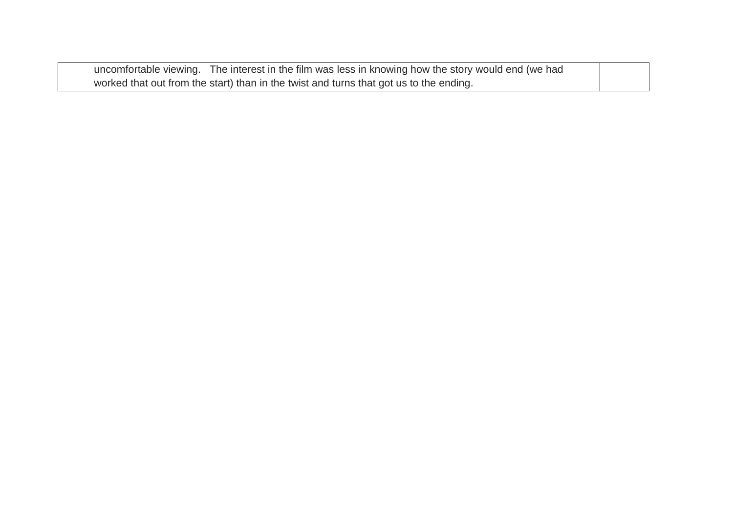| | |
|---|---|
| uncomfortable viewing. The interest in the film was less in knowing how the story would end (we had worked that out from the start) than in the twist and turns that got us to the ending. | |